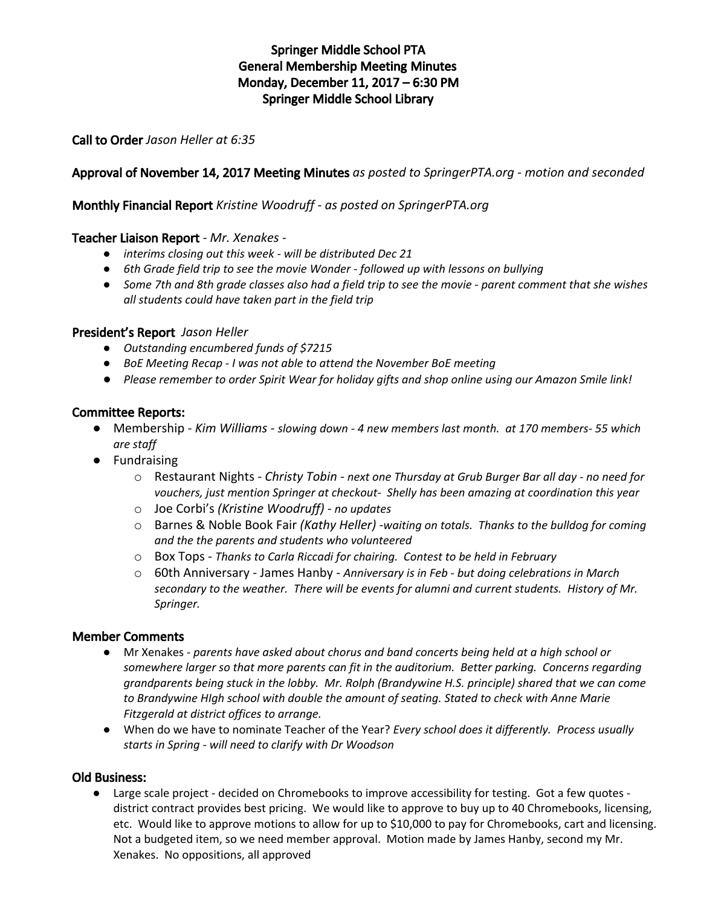# Springer Middle School PTA
## General Membership Meeting Minutes
## Monday, December 11, 2017 – 6:30 PM
## Springer Middle School Library

**Call to Order** *Jason Heller at 6:35*

**Approval of November 14, 2017 Meeting Minutes** *as posted to SpringerPTA.org - motion and seconded*

**Monthly Financial Report** *Kristine Woodruff - as posted on SpringerPTA.org*

**Teacher Liaison Report** *- Mr. Xenakes -*

- *interims closing out this week - will be distributed Dec 21*
- *6th Grade field trip to see the movie Wonder - followed up with lessons on bullying*
- *Some 7th and 8th grade classes also had a field trip to see the movie - parent comment that she wishes all students could have taken part in the field trip*

**President's Report** *Jason Heller*

- *Outstanding encumbered funds of $7215*
- *BoE Meeting Recap - I was not able to attend the November BoE meeting*
- *Please remember to order Spirit Wear for holiday gifts and shop online using our Amazon Smile link!*

**Committee Reports:**

- Membership - *Kim Williams - slowing down - 4 new members last month. at 170 members- 55 which are staff*
- Fundraising
  - Restaurant Nights - *Christy Tobin - next one Thursday at Grub Burger Bar all day - no need for vouchers, just mention Springer at checkout- Shelly has been amazing at coordination this year*
  - Joe Corbi's *(Kristine Woodruff) - no updates*
  - Barnes & Noble Book Fair *(Kathy Heller) -waiting on totals. Thanks to the bulldog for coming and the the parents and students who volunteered*
  - Box Tops - *Thanks to Carla Riccadi for chairing. Contest to be held in February*
  - 60th Anniversary - James Hanby - *Anniversary is in Feb - but doing celebrations in March secondary to the weather. There will be events for alumni and current students. History of Mr. Springer.*

**Member Comments**

- Mr Xenakes - *parents have asked about chorus and band concerts being held at a high school or somewhere larger so that more parents can fit in the auditorium. Better parking. Concerns regarding grandparents being stuck in the lobby. Mr. Rolph (Brandywine H.S. principle) shared that we can come to Brandywine HIgh school with double the amount of seating. Stated to check with Anne Marie Fitzgerald at district offices to arrange.*
- When do we have to nominate Teacher of the Year? *Every school does it differently. Process usually starts in Spring - will need to clarify with Dr Woodson*

**Old Business:**

- Large scale project - decided on Chromebooks to improve accessibility for testing. Got a few quotes - district contract provides best pricing. We would like to approve to buy up to 40 Chromebooks, licensing, etc. Would like to approve motions to allow for up to $10,000 to pay for Chromebooks, cart and licensing. Not a budgeted item, so we need member approval. Motion made by James Hanby, second my Mr. Xenakes. No oppositions, all approved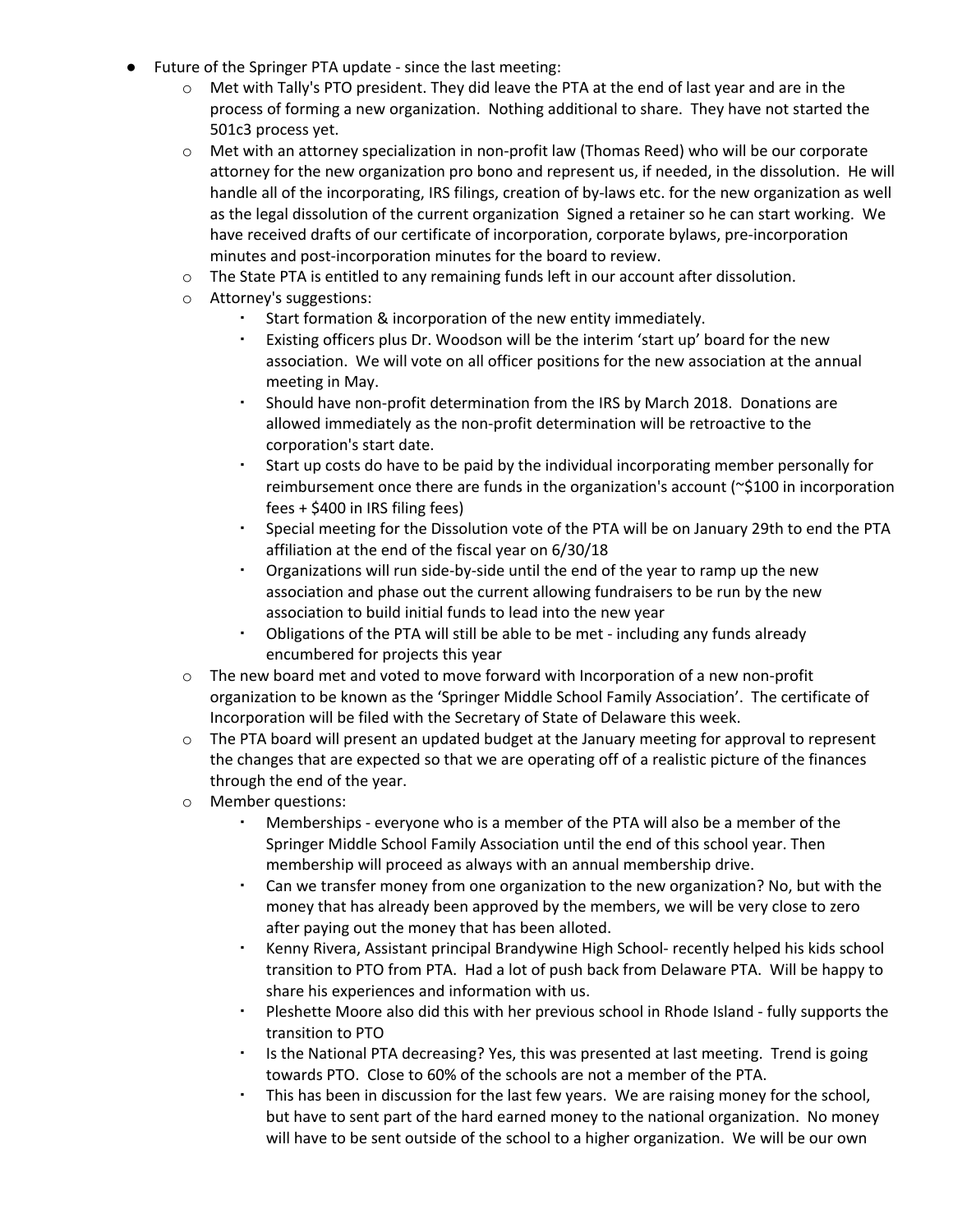- Future of the Springer PTA update - since the last meeting:
  - Met with Tally's PTO president. They did leave the PTA at the end of last year and are in the process of forming a new organization. Nothing additional to share. They have not started the 501c3 process yet.
  - Met with an attorney specialization in non-profit law (Thomas Reed) who will be our corporate attorney for the new organization pro bono and represent us, if needed, in the dissolution. He will handle all of the incorporating, IRS filings, creation of by-laws etc. for the new organization as well as the legal dissolution of the current organization Signed a retainer so he can start working. We have received drafts of our certificate of incorporation, corporate bylaws, pre-incorporation minutes and post-incorporation minutes for the board to review.
  - The State PTA is entitled to any remaining funds left in our account after dissolution.
  - Attorney's suggestions:
    - Start formation & incorporation of the new entity immediately.
    - Existing officers plus Dr. Woodson will be the interim 'start up' board for the new association. We will vote on all officer positions for the new association at the annual meeting in May.
    - Should have non-profit determination from the IRS by March 2018. Donations are allowed immediately as the non-profit determination will be retroactive to the corporation's start date.
    - Start up costs do have to be paid by the individual incorporating member personally for reimbursement once there are funds in the organization's account (~$100 in incorporation fees + $400 in IRS filing fees)
    - Special meeting for the Dissolution vote of the PTA will be on January 29th to end the PTA affiliation at the end of the fiscal year on 6/30/18
    - Organizations will run side-by-side until the end of the year to ramp up the new association and phase out the current allowing fundraisers to be run by the new association to build initial funds to lead into the new year
    - Obligations of the PTA will still be able to be met - including any funds already encumbered for projects this year
  - The new board met and voted to move forward with Incorporation of a new non-profit organization to be known as the 'Springer Middle School Family Association'. The certificate of Incorporation will be filed with the Secretary of State of Delaware this week.
  - The PTA board will present an updated budget at the January meeting for approval to represent the changes that are expected so that we are operating off of a realistic picture of the finances through the end of the year.
  - Member questions:
    - Memberships - everyone who is a member of the PTA will also be a member of the Springer Middle School Family Association until the end of this school year. Then membership will proceed as always with an annual membership drive.
    - Can we transfer money from one organization to the new organization? No, but with the money that has already been approved by the members, we will be very close to zero after paying out the money that has been alloted.
    - Kenny Rivera, Assistant principal Brandywine High School- recently helped his kids school transition to PTO from PTA. Had a lot of push back from Delaware PTA. Will be happy to share his experiences and information with us.
    - Pleshette Moore also did this with her previous school in Rhode Island - fully supports the transition to PTO
    - Is the National PTA decreasing? Yes, this was presented at last meeting. Trend is going towards PTO. Close to 60% of the schools are not a member of the PTA.
    - This has been in discussion for the last few years. We are raising money for the school, but have to sent part of the hard earned money to the national organization. No money will have to be sent outside of the school to a higher organization. We will be our own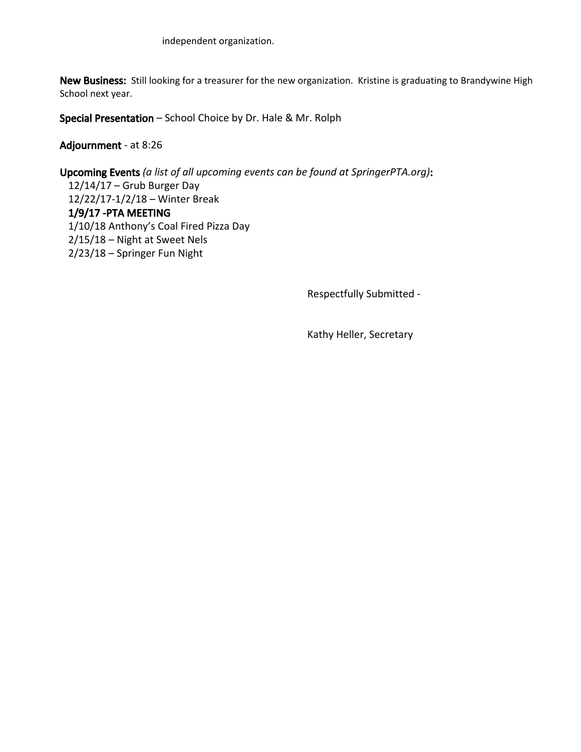independent organization.

**New Business:** Still looking for a treasurer for the new organization. Kristine is graduating to Brandywine High School next year.

**Special Presentation** – School Choice by Dr. Hale & Mr. Rolph

**Adjournment** - at 8:26

**Upcoming Events** *(a list of all upcoming events can be found at SpringerPTA.org)***:**

12/14/17 – Grub Burger Day
12/22/17-1/2/18 – Winter Break
**1/9/17 -PTA MEETING**
1/10/18 Anthony's Coal Fired Pizza Day
2/15/18 – Night at Sweet Nels
2/23/18 – Springer Fun Night

Respectfully Submitted -

Kathy Heller, Secretary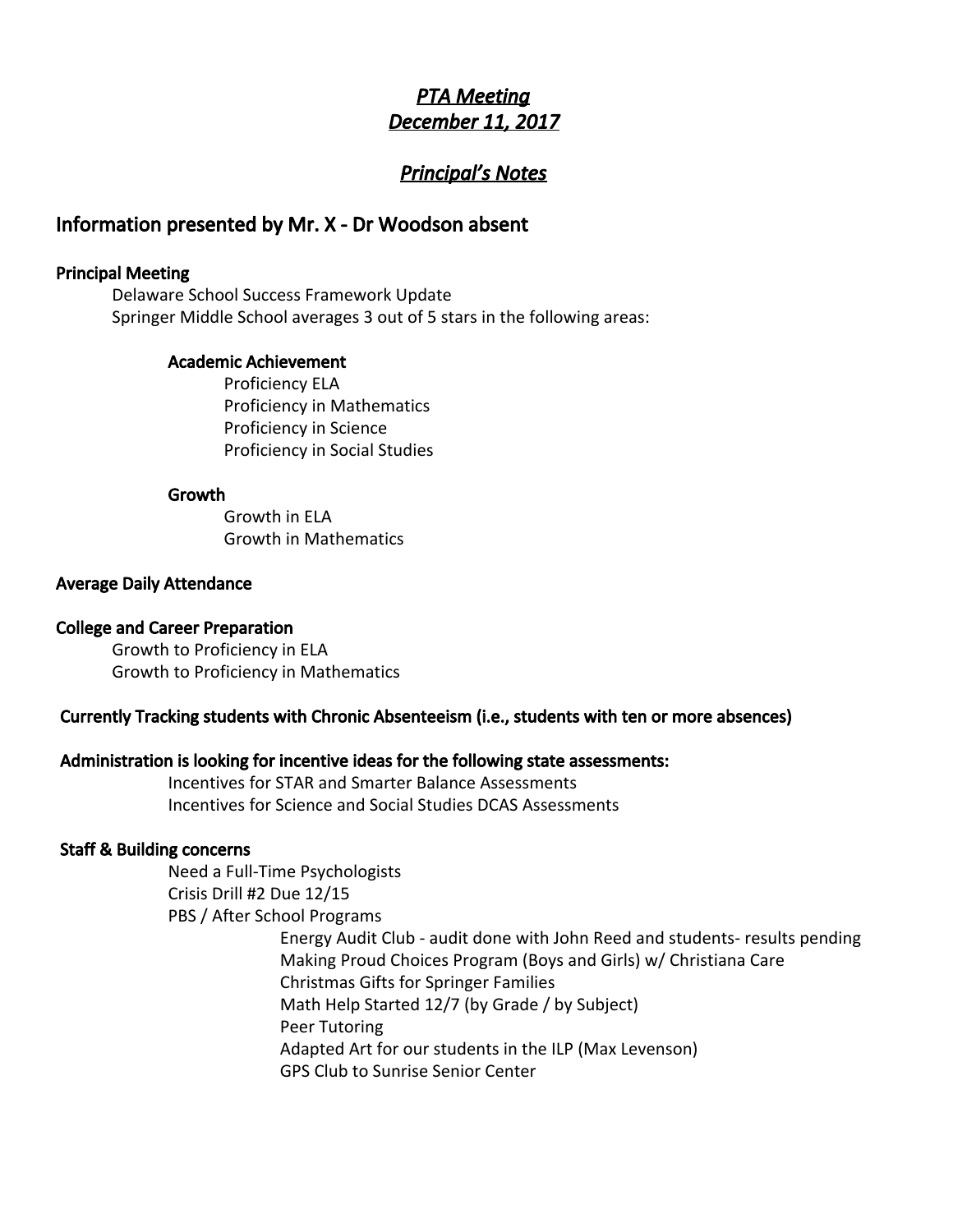# ***PTA Meeting***
# ***December 11, 2017***

## ***Principal's Notes***

## Information presented by Mr. X - Dr Woodson absent

### Principal Meeting

Delaware School Success Framework Update

Springer Middle School averages 3 out of 5 stars in the following areas:

#### Academic Achievement

- Proficiency ELA
- Proficiency in Mathematics
- Proficiency in Science
- Proficiency in Social Studies

#### Growth

- Growth in ELA
- Growth in Mathematics

### Average Daily Attendance

### College and Career Preparation

- Growth to Proficiency in ELA
- Growth to Proficiency in Mathematics

### Currently Tracking students with Chronic Absenteeism (i.e., students with ten or more absences)

### Administration is looking for incentive ideas for the following state assessments:

- Incentives for STAR and Smarter Balance Assessments
- Incentives for Science and Social Studies DCAS Assessments

### Staff & Building concerns

- Need a Full-Time Psychologists
- Crisis Drill #2 Due 12/15
- PBS / After School Programs
  - Energy Audit Club - audit done with John Reed and students- results pending
  - Making Proud Choices Program (Boys and Girls) w/ Christiana Care
  - Christmas Gifts for Springer Families
  - Math Help Started 12/7 (by Grade / by Subject)
  - Peer Tutoring
  - Adapted Art for our students in the ILP (Max Levenson)
  - GPS Club to Sunrise Senior Center